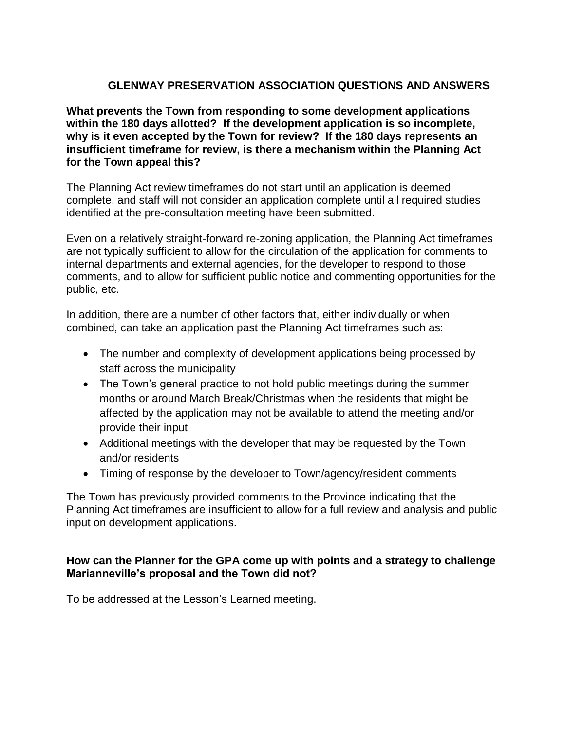# GLENWAY PRESERVATION ASSOCIATION QUESTIONS AND ANSWERS

**What prevents the Town from responding to some development applications within the 180 days allotted? If the development application is so incomplete, why is it even accepted by the Town for review? If the 180 days represents an insufficient timeframe for review, is there a mechanism within the Planning Act for the Town appeal this?**

The Planning Act review timeframes do not start until an application is deemed complete, and staff will not consider an application complete until all required studies identified at the pre-consultation meeting have been submitted.

Even on a relatively straight-forward re-zoning application, the Planning Act timeframes are not typically sufficient to allow for the circulation of the application for comments to internal departments and external agencies, for the developer to respond to those comments, and to allow for sufficient public notice and commenting opportunities for the public, etc.

In addition, there are a number of other factors that, either individually or when combined, can take an application past the Planning Act timeframes such as:

- The number and complexity of development applications being processed by staff across the municipality
- The Town's general practice to not hold public meetings during the summer months or around March Break/Christmas when the residents that might be affected by the application may not be available to attend the meeting and/or provide their input
- Additional meetings with the developer that may be requested by the Town and/or residents
- Timing of response by the developer to Town/agency/resident comments

The Town has previously provided comments to the Province indicating that the Planning Act timeframes are insufficient to allow for a full review and analysis and public input on development applications.

**How can the Planner for the GPA come up with points and a strategy to challenge Marianneville's proposal and the Town did not?**

To be addressed at the Lesson's Learned meeting.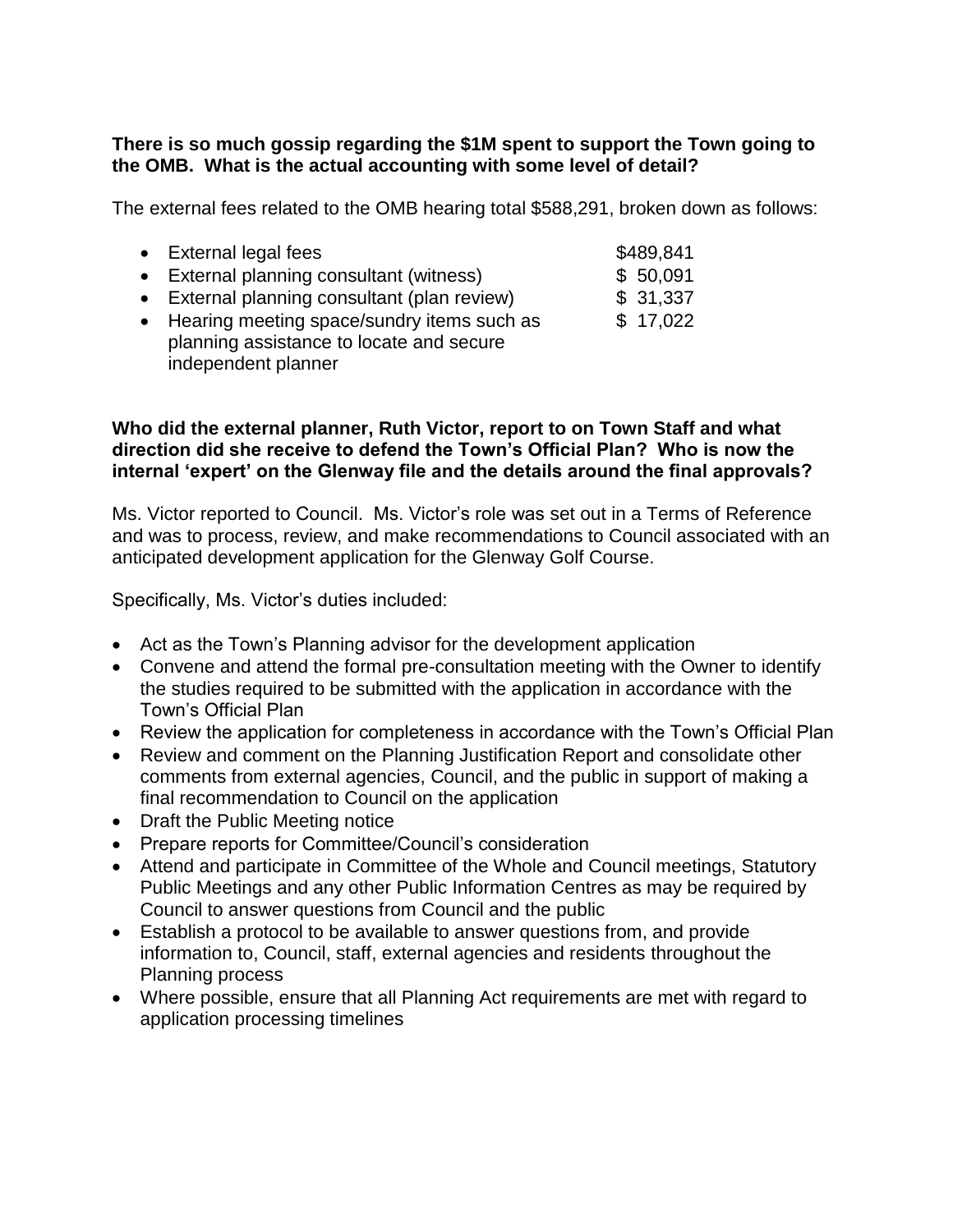**There is so much gossip regarding the $1M spent to support the Town going to the OMB. What is the actual accounting with some level of detail?**

The external fees related to the OMB hearing total $588,291, broken down as follows:

- External legal fees — $489,841
- External planning consultant (witness) — $ 50,091
- External planning consultant (plan review) — $ 31,337
- Hearing meeting space/sundry items such as planning assistance to locate and secure independent planner — $ 17,022

**Who did the external planner, Ruth Victor, report to on Town Staff and what direction did she receive to defend the Town's Official Plan? Who is now the internal 'expert' on the Glenway file and the details around the final approvals?**

Ms. Victor reported to Council. Ms. Victor's role was set out in a Terms of Reference and was to process, review, and make recommendations to Council associated with an anticipated development application for the Glenway Golf Course.

Specifically, Ms. Victor's duties included:

- Act as the Town's Planning advisor for the development application
- Convene and attend the formal pre-consultation meeting with the Owner to identify the studies required to be submitted with the application in accordance with the Town's Official Plan
- Review the application for completeness in accordance with the Town's Official Plan
- Review and comment on the Planning Justification Report and consolidate other comments from external agencies, Council, and the public in support of making a final recommendation to Council on the application
- Draft the Public Meeting notice
- Prepare reports for Committee/Council's consideration
- Attend and participate in Committee of the Whole and Council meetings, Statutory Public Meetings and any other Public Information Centres as may be required by Council to answer questions from Council and the public
- Establish a protocol to be available to answer questions from, and provide information to, Council, staff, external agencies and residents throughout the Planning process
- Where possible, ensure that all Planning Act requirements are met with regard to application processing timelines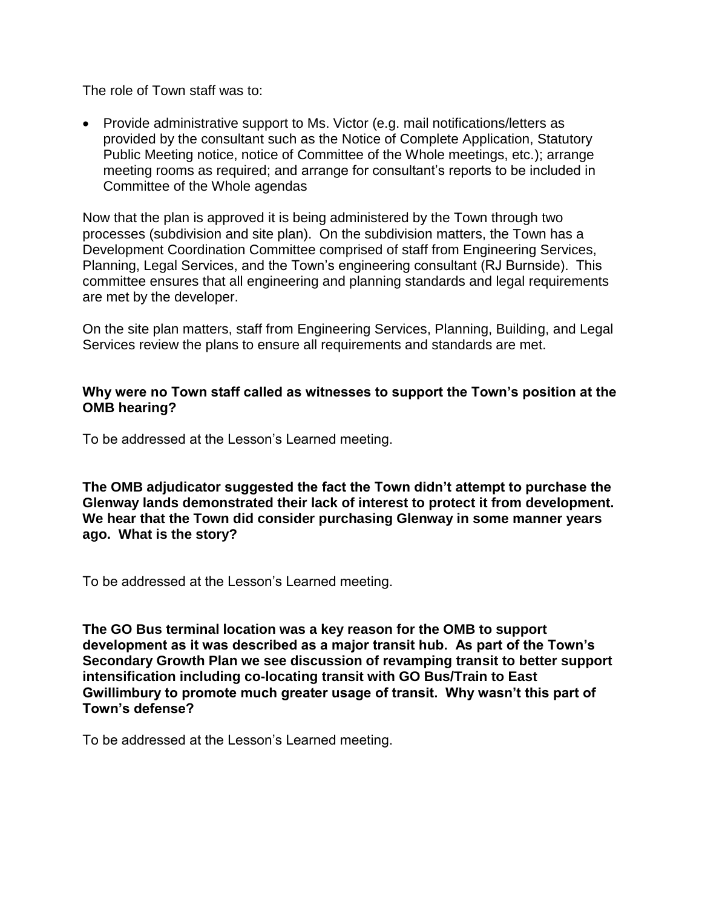The role of Town staff was to:

- Provide administrative support to Ms. Victor (e.g. mail notifications/letters as provided by the consultant such as the Notice of Complete Application, Statutory Public Meeting notice, notice of Committee of the Whole meetings, etc.); arrange meeting rooms as required; and arrange for consultant's reports to be included in Committee of the Whole agendas

Now that the plan is approved it is being administered by the Town through two processes (subdivision and site plan). On the subdivision matters, the Town has a Development Coordination Committee comprised of staff from Engineering Services, Planning, Legal Services, and the Town's engineering consultant (RJ Burnside). This committee ensures that all engineering and planning standards and legal requirements are met by the developer.

On the site plan matters, staff from Engineering Services, Planning, Building, and Legal Services review the plans to ensure all requirements and standards are met.

**Why were no Town staff called as witnesses to support the Town's position at the OMB hearing?**

To be addressed at the Lesson's Learned meeting.

**The OMB adjudicator suggested the fact the Town didn't attempt to purchase the Glenway lands demonstrated their lack of interest to protect it from development. We hear that the Town did consider purchasing Glenway in some manner years ago. What is the story?**

To be addressed at the Lesson's Learned meeting.

**The GO Bus terminal location was a key reason for the OMB to support development as it was described as a major transit hub. As part of the Town's Secondary Growth Plan we see discussion of revamping transit to better support intensification including co-locating transit with GO Bus/Train to East Gwillimbury to promote much greater usage of transit. Why wasn't this part of Town's defense?**

To be addressed at the Lesson's Learned meeting.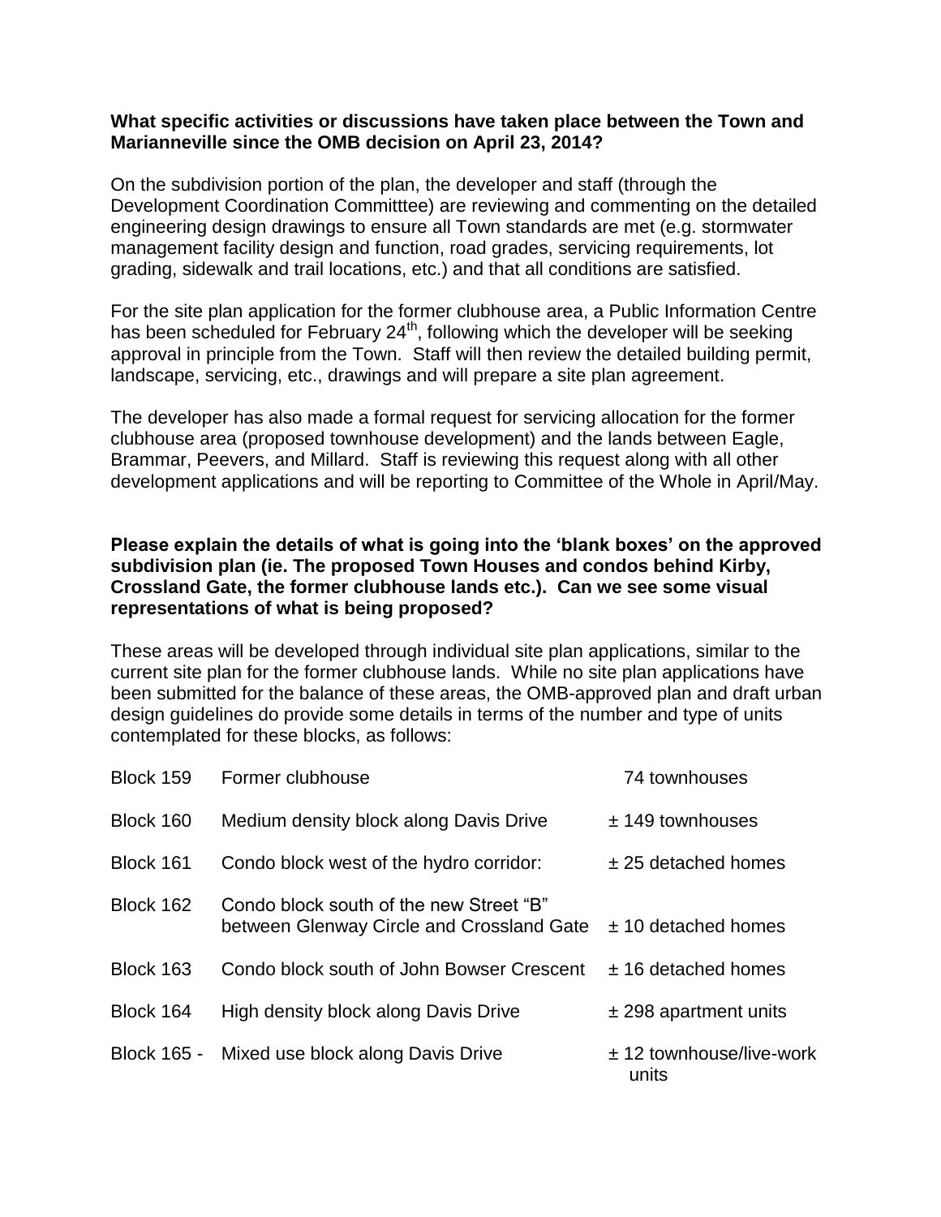**What specific activities or discussions have taken place between the Town and Marianneville since the OMB decision on April 23, 2014?**

On the subdivision portion of the plan, the developer and staff (through the Development Coordination Committtee) are reviewing and commenting on the detailed engineering design drawings to ensure all Town standards are met (e.g. stormwater management facility design and function, road grades, servicing requirements, lot grading, sidewalk and trail locations, etc.) and that all conditions are satisfied.

For the site plan application for the former clubhouse area, a Public Information Centre has been scheduled for February 24th, following which the developer will be seeking approval in principle from the Town. Staff will then review the detailed building permit, landscape, servicing, etc., drawings and will prepare a site plan agreement.

The developer has also made a formal request for servicing allocation for the former clubhouse area (proposed townhouse development) and the lands between Eagle, Brammar, Peevers, and Millard. Staff is reviewing this request along with all other development applications and will be reporting to Committee of the Whole in April/May.

**Please explain the details of what is going into the 'blank boxes' on the approved subdivision plan (ie. The proposed Town Houses and condos behind Kirby, Crossland Gate, the former clubhouse lands etc.). Can we see some visual representations of what is being proposed?**

These areas will be developed through individual site plan applications, similar to the current site plan for the former clubhouse lands. While no site plan applications have been submitted for the balance of these areas, the OMB-approved plan and draft urban design guidelines do provide some details in terms of the number and type of units contemplated for these blocks, as follows:

| | | |
|---|---|---|
| Block 159 | Former clubhouse | 74 townhouses |
| Block 160 | Medium density block along Davis Drive | ± 149 townhouses |
| Block 161 | Condo block west of the hydro corridor: | ± 25 detached homes |
| Block 162 | Condo block south of the new Street "B" between Glenway Circle and Crossland Gate | ± 10 detached homes |
| Block 163 | Condo block south of John Bowser Crescent | ± 16 detached homes |
| Block 164 | High density block along Davis Drive | ± 298 apartment units |
| Block 165 - | Mixed use block along Davis Drive | ± 12 townhouse/live-work units |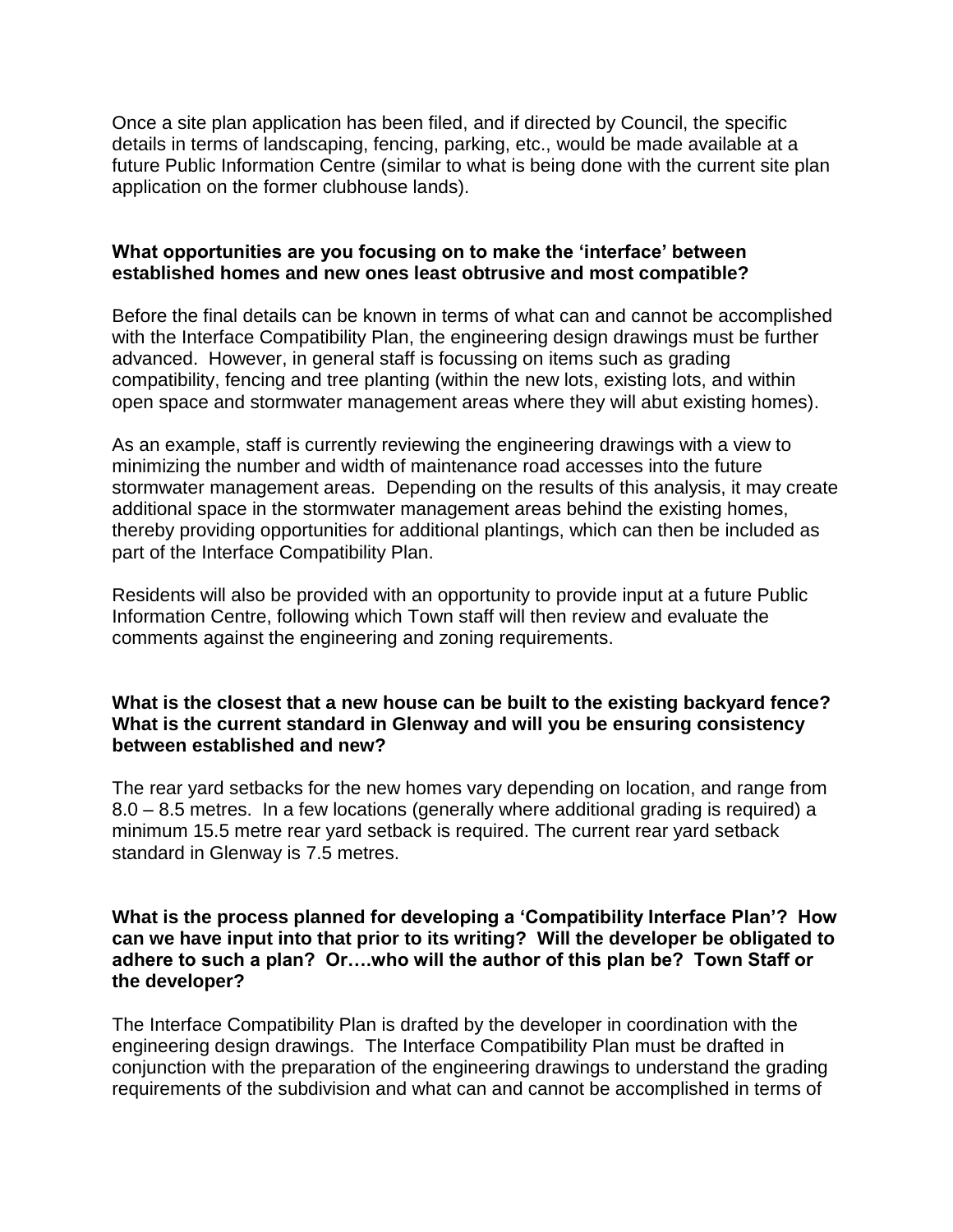Once a site plan application has been filed, and if directed by Council, the specific details in terms of landscaping, fencing, parking, etc., would be made available at a future Public Information Centre (similar to what is being done with the current site plan application on the former clubhouse lands).

**What opportunities are you focusing on to make the 'interface' between established homes and new ones least obtrusive and most compatible?**

Before the final details can be known in terms of what can and cannot be accomplished with the Interface Compatibility Plan, the engineering design drawings must be further advanced. However, in general staff is focussing on items such as grading compatibility, fencing and tree planting (within the new lots, existing lots, and within open space and stormwater management areas where they will abut existing homes).

As an example, staff is currently reviewing the engineering drawings with a view to minimizing the number and width of maintenance road accesses into the future stormwater management areas. Depending on the results of this analysis, it may create additional space in the stormwater management areas behind the existing homes, thereby providing opportunities for additional plantings, which can then be included as part of the Interface Compatibility Plan.

Residents will also be provided with an opportunity to provide input at a future Public Information Centre, following which Town staff will then review and evaluate the comments against the engineering and zoning requirements.

**What is the closest that a new house can be built to the existing backyard fence? What is the current standard in Glenway and will you be ensuring consistency between established and new?**

The rear yard setbacks for the new homes vary depending on location, and range from 8.0 – 8.5 metres. In a few locations (generally where additional grading is required) a minimum 15.5 metre rear yard setback is required. The current rear yard setback standard in Glenway is 7.5 metres.

**What is the process planned for developing a 'Compatibility Interface Plan'? How can we have input into that prior to its writing? Will the developer be obligated to adhere to such a plan? Or….who will the author of this plan be? Town Staff or the developer?**

The Interface Compatibility Plan is drafted by the developer in coordination with the engineering design drawings. The Interface Compatibility Plan must be drafted in conjunction with the preparation of the engineering drawings to understand the grading requirements of the subdivision and what can and cannot be accomplished in terms of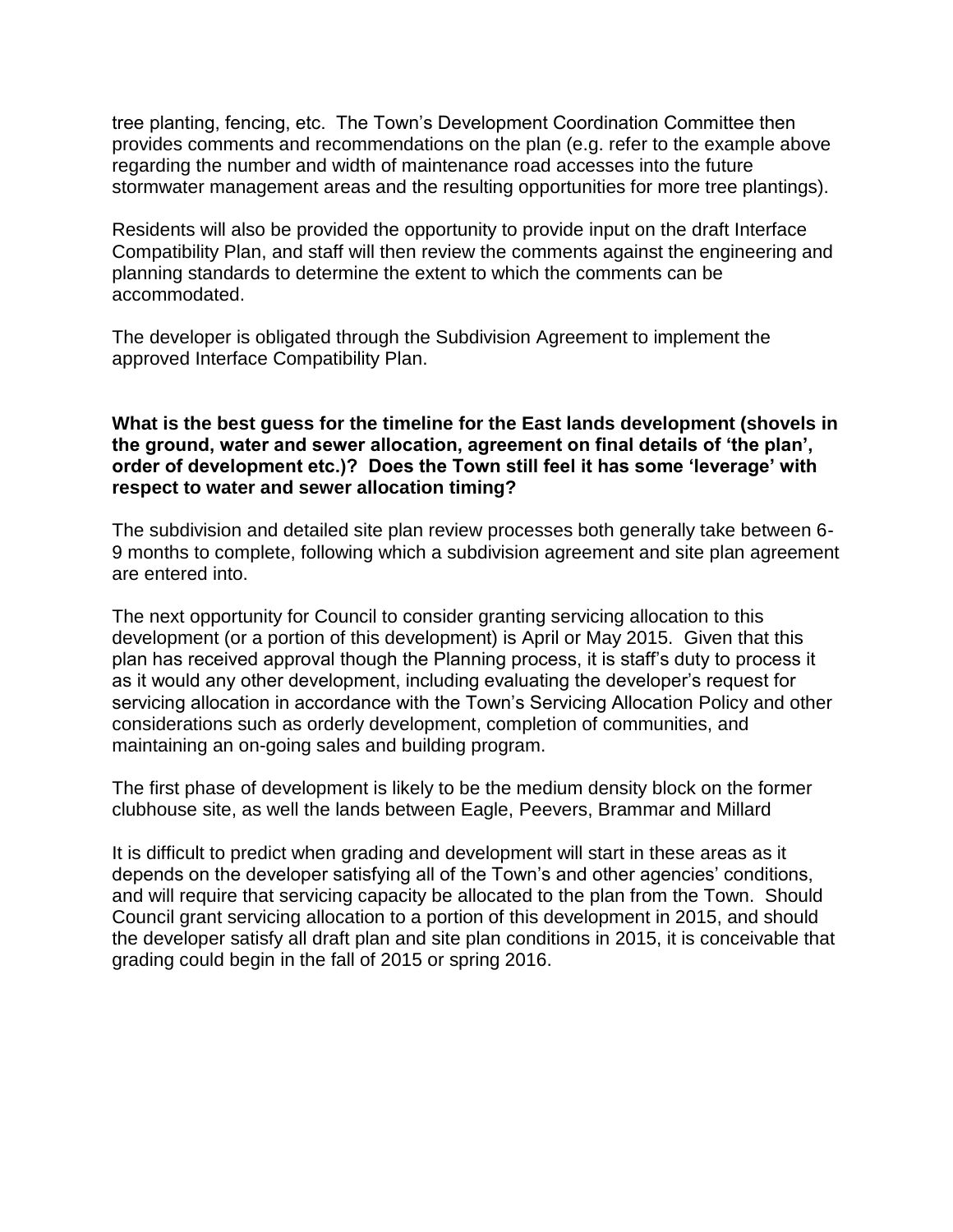tree planting, fencing, etc.  The Town's Development Coordination Committee then provides comments and recommendations on the plan (e.g. refer to the example above regarding the number and width of maintenance road accesses into the future stormwater management areas and the resulting opportunities for more tree plantings).

Residents will also be provided the opportunity to provide input on the draft Interface Compatibility Plan, and staff will then review the comments against the engineering and planning standards to determine the extent to which the comments can be accommodated.

The developer is obligated through the Subdivision Agreement to implement the approved Interface Compatibility Plan.

**What is the best guess for the timeline for the East lands development (shovels in the ground, water and sewer allocation, agreement on final details of 'the plan', order of development etc.)?  Does the Town still feel it has some 'leverage' with respect to water and sewer allocation timing?**

The subdivision and detailed site plan review processes both generally take between 6-9 months to complete, following which a subdivision agreement and site plan agreement are entered into.

The next opportunity for Council to consider granting servicing allocation to this development (or a portion of this development) is April or May 2015.  Given that this plan has received approval though the Planning process, it is staff's duty to process it as it would any other development, including evaluating the developer's request for servicing allocation in accordance with the Town's Servicing Allocation Policy and other considerations such as orderly development, completion of communities, and maintaining an on-going sales and building program.

The first phase of development is likely to be the medium density block on the former clubhouse site, as well the lands between Eagle, Peevers, Brammar and Millard

It is difficult to predict when grading and development will start in these areas as it depends on the developer satisfying all of the Town's and other agencies' conditions, and will require that servicing capacity be allocated to the plan from the Town.  Should Council grant servicing allocation to a portion of this development in 2015, and should the developer satisfy all draft plan and site plan conditions in 2015, it is conceivable that grading could begin in the fall of 2015 or spring 2016.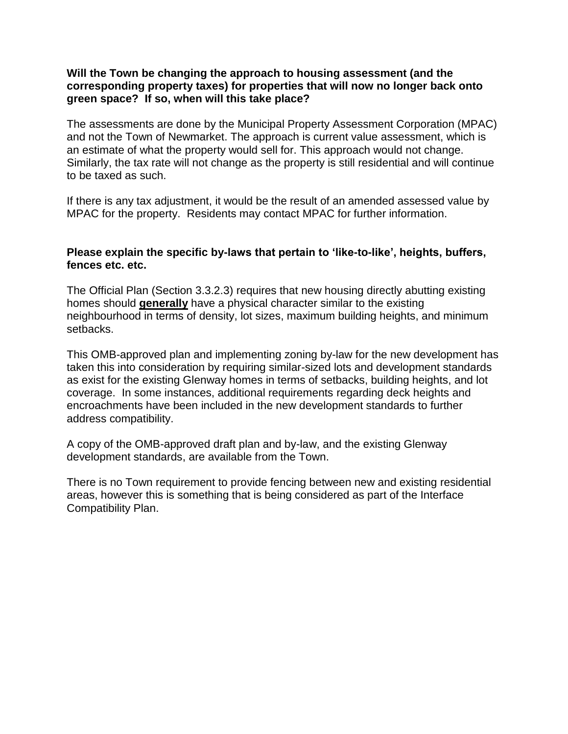**Will the Town be changing the approach to housing assessment (and the corresponding property taxes) for properties that will now no longer back onto green space? If so, when will this take place?**

The assessments are done by the Municipal Property Assessment Corporation (MPAC) and not the Town of Newmarket. The approach is current value assessment, which is an estimate of what the property would sell for. This approach would not change. Similarly, the tax rate will not change as the property is still residential and will continue to be taxed as such.

If there is any tax adjustment, it would be the result of an amended assessed value by MPAC for the property. Residents may contact MPAC for further information.

**Please explain the specific by-laws that pertain to 'like-to-like', heights, buffers, fences etc. etc.**

The Official Plan (Section 3.3.2.3) requires that new housing directly abutting existing homes should **<u>generally</u>** have a physical character similar to the existing neighbourhood in terms of density, lot sizes, maximum building heights, and minimum setbacks.

This OMB-approved plan and implementing zoning by-law for the new development has taken this into consideration by requiring similar-sized lots and development standards as exist for the existing Glenway homes in terms of setbacks, building heights, and lot coverage. In some instances, additional requirements regarding deck heights and encroachments have been included in the new development standards to further address compatibility.

A copy of the OMB-approved draft plan and by-law, and the existing Glenway development standards, are available from the Town.

There is no Town requirement to provide fencing between new and existing residential areas, however this is something that is being considered as part of the Interface Compatibility Plan.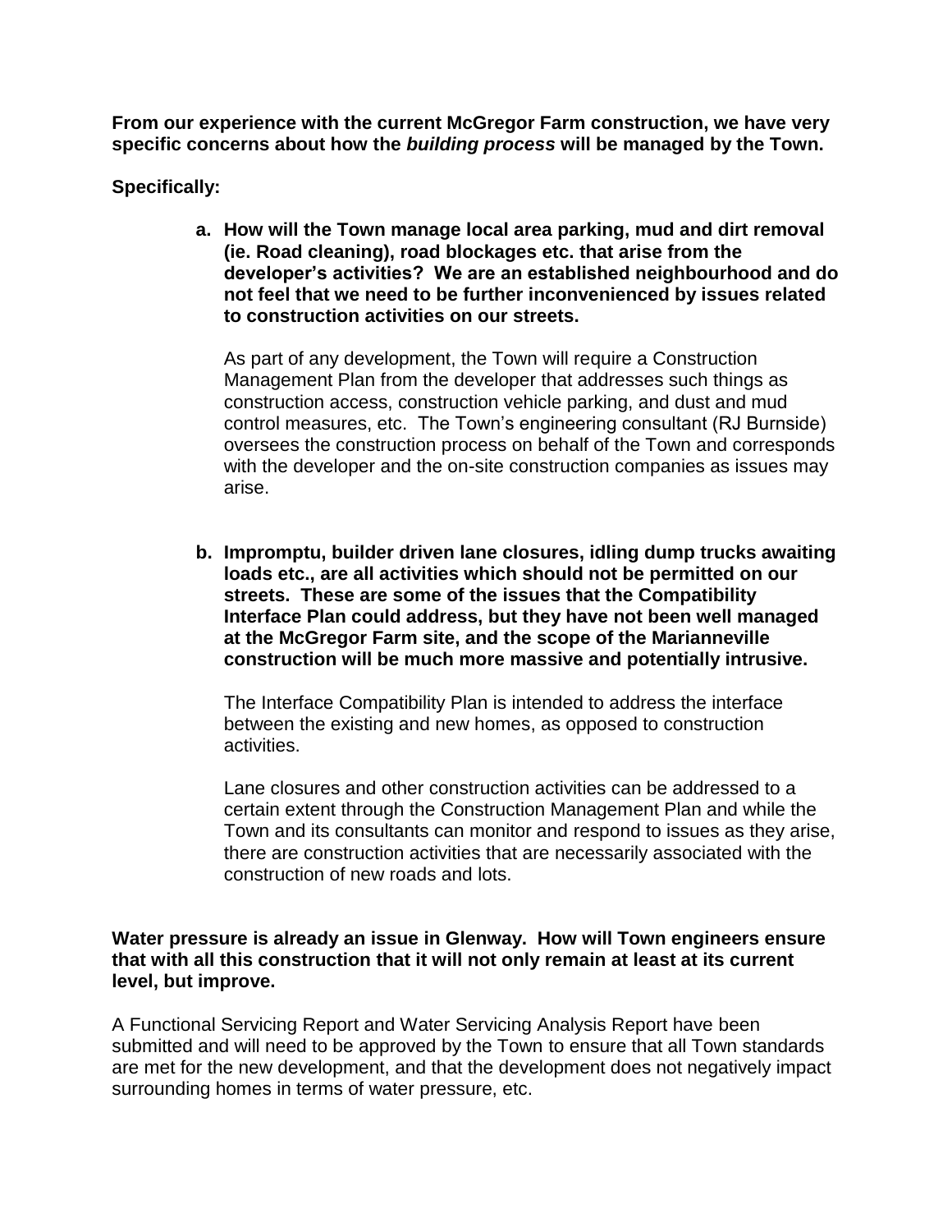**From our experience with the current McGregor Farm construction, we have very specific concerns about how the *building process* will be managed by the Town.**

**Specifically:**

a. **How will the Town manage local area parking, mud and dirt removal (ie. Road cleaning), road blockages etc. that arise from the developer's activities? We are an established neighbourhood and do not feel that we need to be further inconvenienced by issues related to construction activities on our streets.**

   As part of any development, the Town will require a Construction Management Plan from the developer that addresses such things as construction access, construction vehicle parking, and dust and mud control measures, etc. The Town's engineering consultant (RJ Burnside) oversees the construction process on behalf of the Town and corresponds with the developer and the on-site construction companies as issues may arise.

b. **Impromptu, builder driven lane closures, idling dump trucks awaiting loads etc., are all activities which should not be permitted on our streets. These are some of the issues that the Compatibility Interface Plan could address, but they have not been well managed at the McGregor Farm site, and the scope of the Marianneville construction will be much more massive and potentially intrusive.**

   The Interface Compatibility Plan is intended to address the interface between the existing and new homes, as opposed to construction activities.

   Lane closures and other construction activities can be addressed to a certain extent through the Construction Management Plan and while the Town and its consultants can monitor and respond to issues as they arise, there are construction activities that are necessarily associated with the construction of new roads and lots.

**Water pressure is already an issue in Glenway. How will Town engineers ensure that with all this construction that it will not only remain at least at its current level, but improve.**

A Functional Servicing Report and Water Servicing Analysis Report have been submitted and will need to be approved by the Town to ensure that all Town standards are met for the new development, and that the development does not negatively impact surrounding homes in terms of water pressure, etc.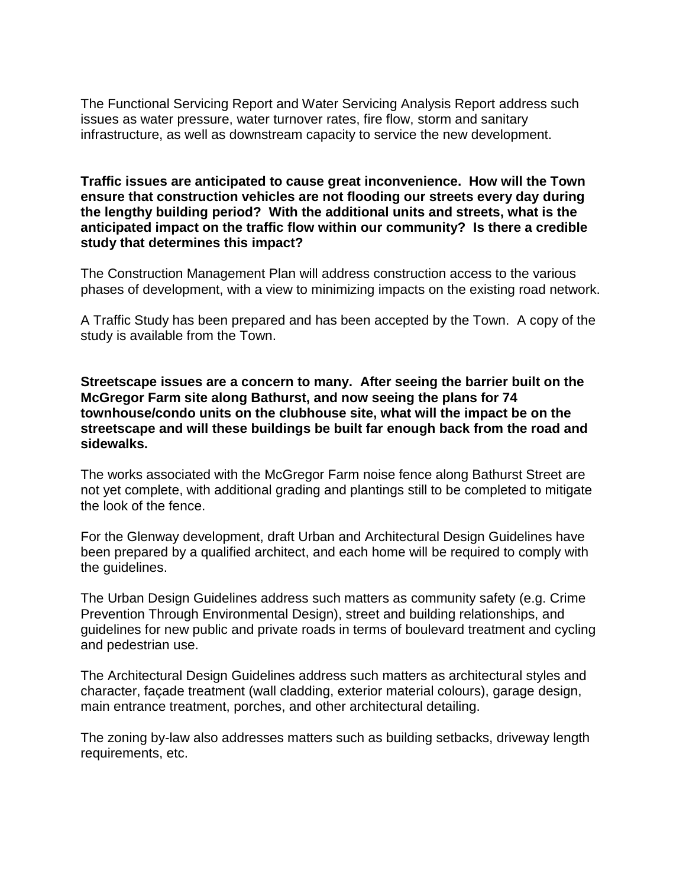The Functional Servicing Report and Water Servicing Analysis Report address such issues as water pressure, water turnover rates, fire flow, storm and sanitary infrastructure, as well as downstream capacity to service the new development.

**Traffic issues are anticipated to cause great inconvenience. How will the Town ensure that construction vehicles are not flooding our streets every day during the lengthy building period? With the additional units and streets, what is the anticipated impact on the traffic flow within our community? Is there a credible study that determines this impact?**

The Construction Management Plan will address construction access to the various phases of development, with a view to minimizing impacts on the existing road network.

A Traffic Study has been prepared and has been accepted by the Town. A copy of the study is available from the Town.

**Streetscape issues are a concern to many. After seeing the barrier built on the McGregor Farm site along Bathurst, and now seeing the plans for 74 townhouse/condo units on the clubhouse site, what will the impact be on the streetscape and will these buildings be built far enough back from the road and sidewalks.**

The works associated with the McGregor Farm noise fence along Bathurst Street are not yet complete, with additional grading and plantings still to be completed to mitigate the look of the fence.

For the Glenway development, draft Urban and Architectural Design Guidelines have been prepared by a qualified architect, and each home will be required to comply with the guidelines.

The Urban Design Guidelines address such matters as community safety (e.g. Crime Prevention Through Environmental Design), street and building relationships, and guidelines for new public and private roads in terms of boulevard treatment and cycling and pedestrian use.

The Architectural Design Guidelines address such matters as architectural styles and character, façade treatment (wall cladding, exterior material colours), garage design, main entrance treatment, porches, and other architectural detailing.

The zoning by-law also addresses matters such as building setbacks, driveway length requirements, etc.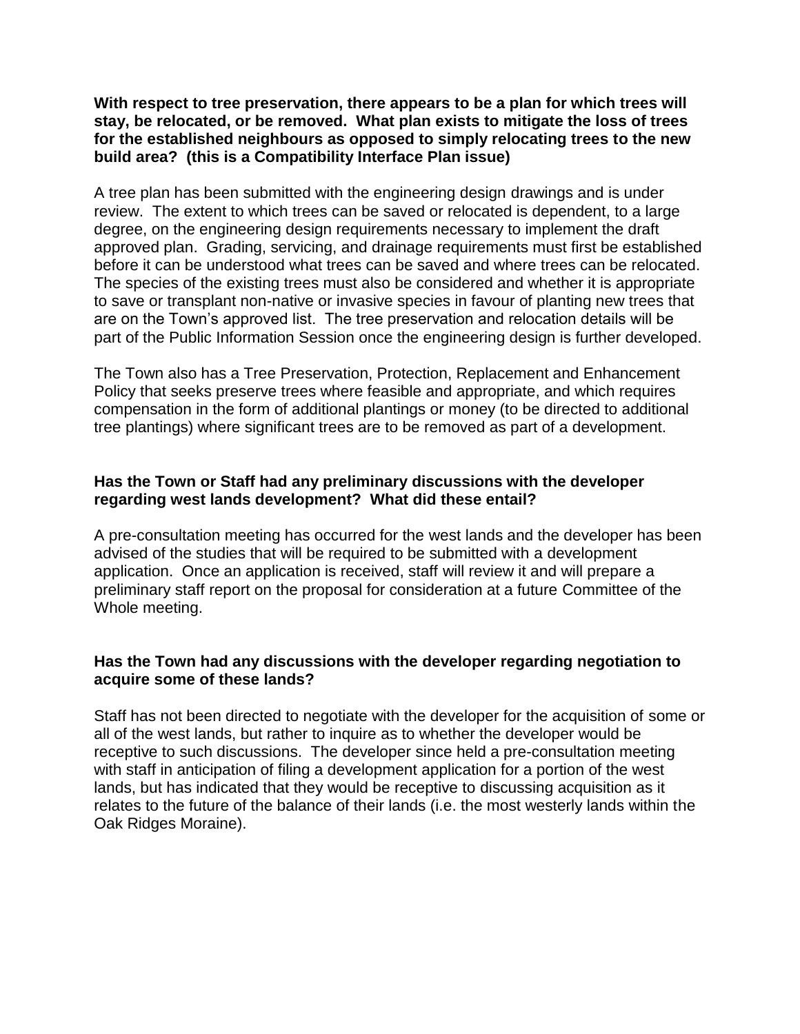**With respect to tree preservation, there appears to be a plan for which trees will stay, be relocated, or be removed. What plan exists to mitigate the loss of trees for the established neighbours as opposed to simply relocating trees to the new build area? (this is a Compatibility Interface Plan issue)**

A tree plan has been submitted with the engineering design drawings and is under review. The extent to which trees can be saved or relocated is dependent, to a large degree, on the engineering design requirements necessary to implement the draft approved plan. Grading, servicing, and drainage requirements must first be established before it can be understood what trees can be saved and where trees can be relocated. The species of the existing trees must also be considered and whether it is appropriate to save or transplant non-native or invasive species in favour of planting new trees that are on the Town's approved list. The tree preservation and relocation details will be part of the Public Information Session once the engineering design is further developed.

The Town also has a Tree Preservation, Protection, Replacement and Enhancement Policy that seeks preserve trees where feasible and appropriate, and which requires compensation in the form of additional plantings or money (to be directed to additional tree plantings) where significant trees are to be removed as part of a development.

**Has the Town or Staff had any preliminary discussions with the developer regarding west lands development? What did these entail?**

A pre-consultation meeting has occurred for the west lands and the developer has been advised of the studies that will be required to be submitted with a development application. Once an application is received, staff will review it and will prepare a preliminary staff report on the proposal for consideration at a future Committee of the Whole meeting.

**Has the Town had any discussions with the developer regarding negotiation to acquire some of these lands?**

Staff has not been directed to negotiate with the developer for the acquisition of some or all of the west lands, but rather to inquire as to whether the developer would be receptive to such discussions. The developer since held a pre-consultation meeting with staff in anticipation of filing a development application for a portion of the west lands, but has indicated that they would be receptive to discussing acquisition as it relates to the future of the balance of their lands (i.e. the most westerly lands within the Oak Ridges Moraine).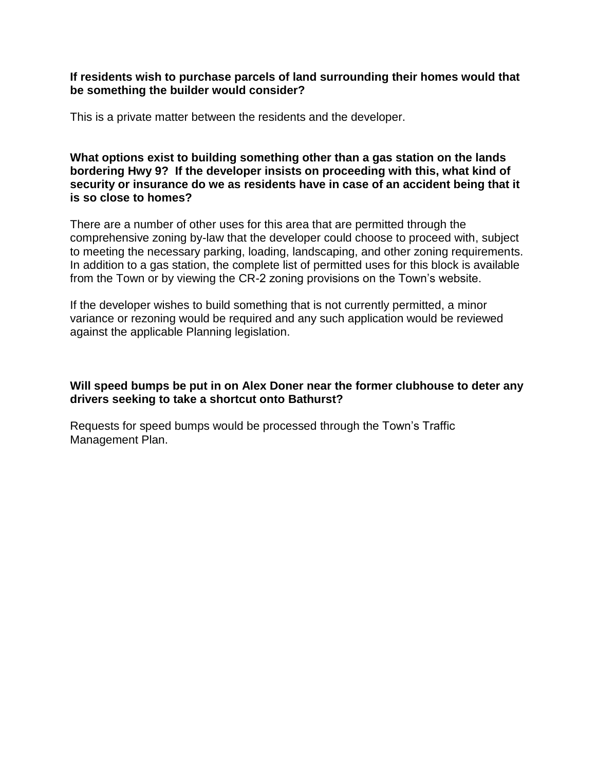**If residents wish to purchase parcels of land surrounding their homes would that be something the builder would consider?**

This is a private matter between the residents and the developer.

**What options exist to building something other than a gas station on the lands bordering Hwy 9? If the developer insists on proceeding with this, what kind of security or insurance do we as residents have in case of an accident being that it is so close to homes?**

There are a number of other uses for this area that are permitted through the comprehensive zoning by-law that the developer could choose to proceed with, subject to meeting the necessary parking, loading, landscaping, and other zoning requirements. In addition to a gas station, the complete list of permitted uses for this block is available from the Town or by viewing the CR-2 zoning provisions on the Town's website.

If the developer wishes to build something that is not currently permitted, a minor variance or rezoning would be required and any such application would be reviewed against the applicable Planning legislation.

**Will speed bumps be put in on Alex Doner near the former clubhouse to deter any drivers seeking to take a shortcut onto Bathurst?**

Requests for speed bumps would be processed through the Town's Traffic Management Plan.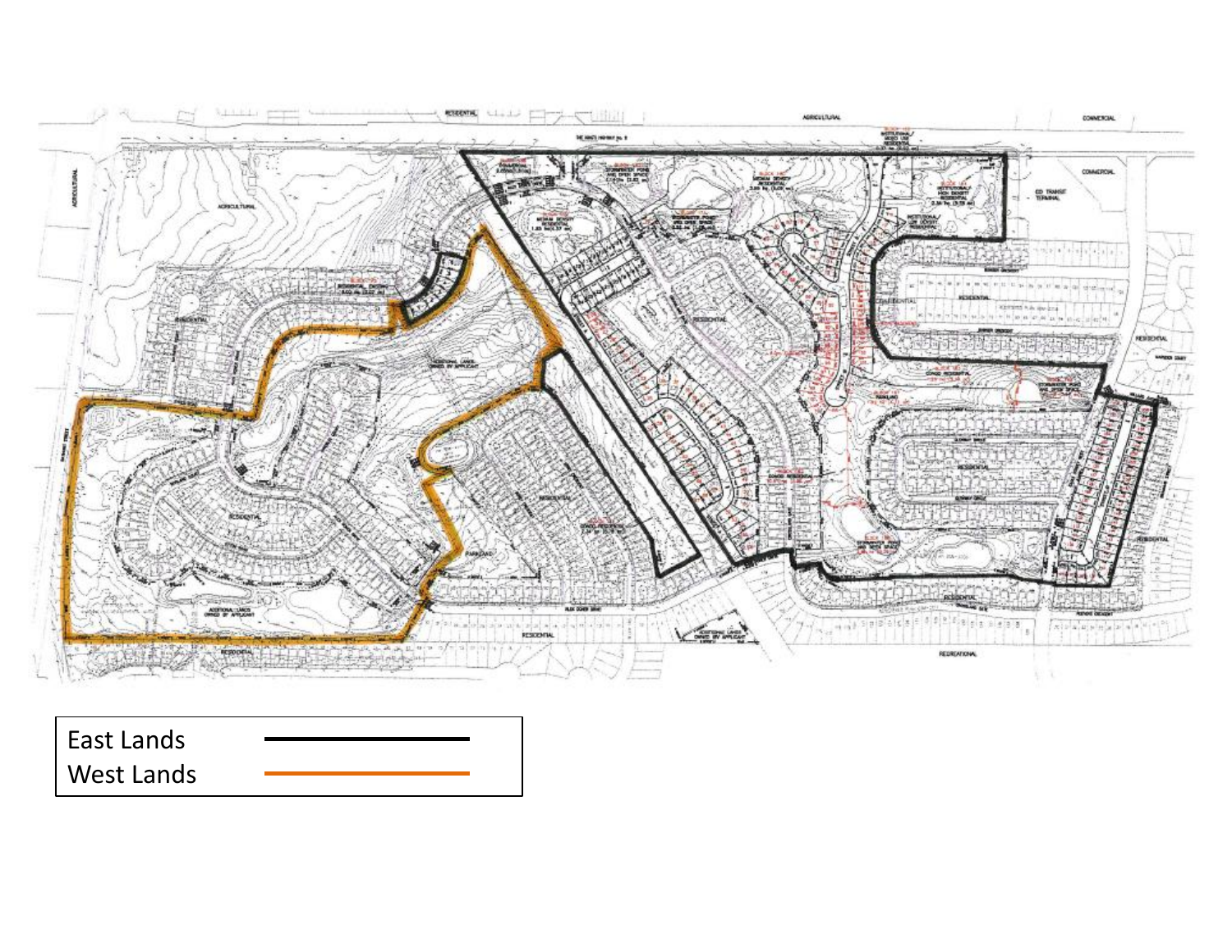East Lands

West Lands